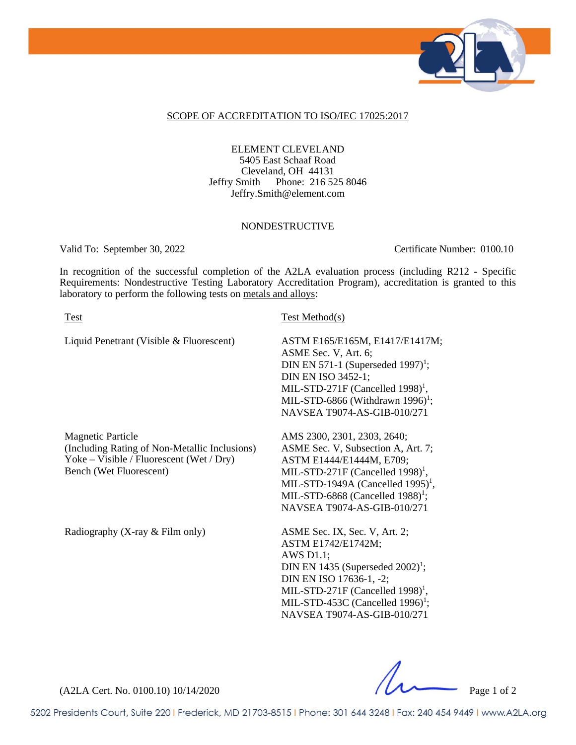## SCOPE OF ACCREDITATION TO ISO/IEC 17025:2017

ELEMENT CLEVELAND
5405 East Schaaf Road
Cleveland, OH 44131
Jeffry Smith Phone: 216 525 8046
Jeffry.Smith@element.com

### NONDESTRUCTIVE

Valid To: September 30, 2022 Certificate Number: 0100.10

In recognition of the successful completion of the A2LA evaluation process (including R212 - Specific Requirements: Nondestructive Testing Laboratory Accreditation Program), accreditation is granted to this laboratory to perform the following tests on metals and alloys:

| Test | Test Method(s) |
| --- | --- |
| Liquid Penetrant (Visible & Fluorescent) | ASTM E165/E165M, E1417/E1417M; ASME Sec. V, Art. 6; DIN EN 571-1 (Superseded 1997)[1]; DIN EN ISO 3452-1; MIL-STD-271F (Cancelled 1998)[1], MIL-STD-6866 (Withdrawn 1996)[1]; NAVSEA T9074-AS-GIB-010/271 |
| Magnetic Particle (Including Rating of Non-Metallic Inclusions) Yoke – Visible / Fluorescent (Wet / Dry) Bench (Wet Fluorescent) | AMS 2300, 2301, 2303, 2640; ASME Sec. V, Subsection A, Art. 7; ASTM E1444/E1444M, E709; MIL-STD-271F (Cancelled 1998)[1], MIL-STD-1949A (Cancelled 1995)[1], MIL-STD-6868 (Cancelled 1988)[1]; NAVSEA T9074-AS-GIB-010/271 |
| Radiography (X-ray & Film only) | ASME Sec. IX, Sec. V, Art. 2; ASTM E1742/E1742M; AWS D1.1; DIN EN 1435 (Superseded 2002)[1]; DIN EN ISO 17636-1, -2; MIL-STD-271F (Cancelled 1998)[1], MIL-STD-453C (Cancelled 1996)[1]; NAVSEA T9074-AS-GIB-010/271 |

(A2LA Cert. No. 0100.10) 10/14/2020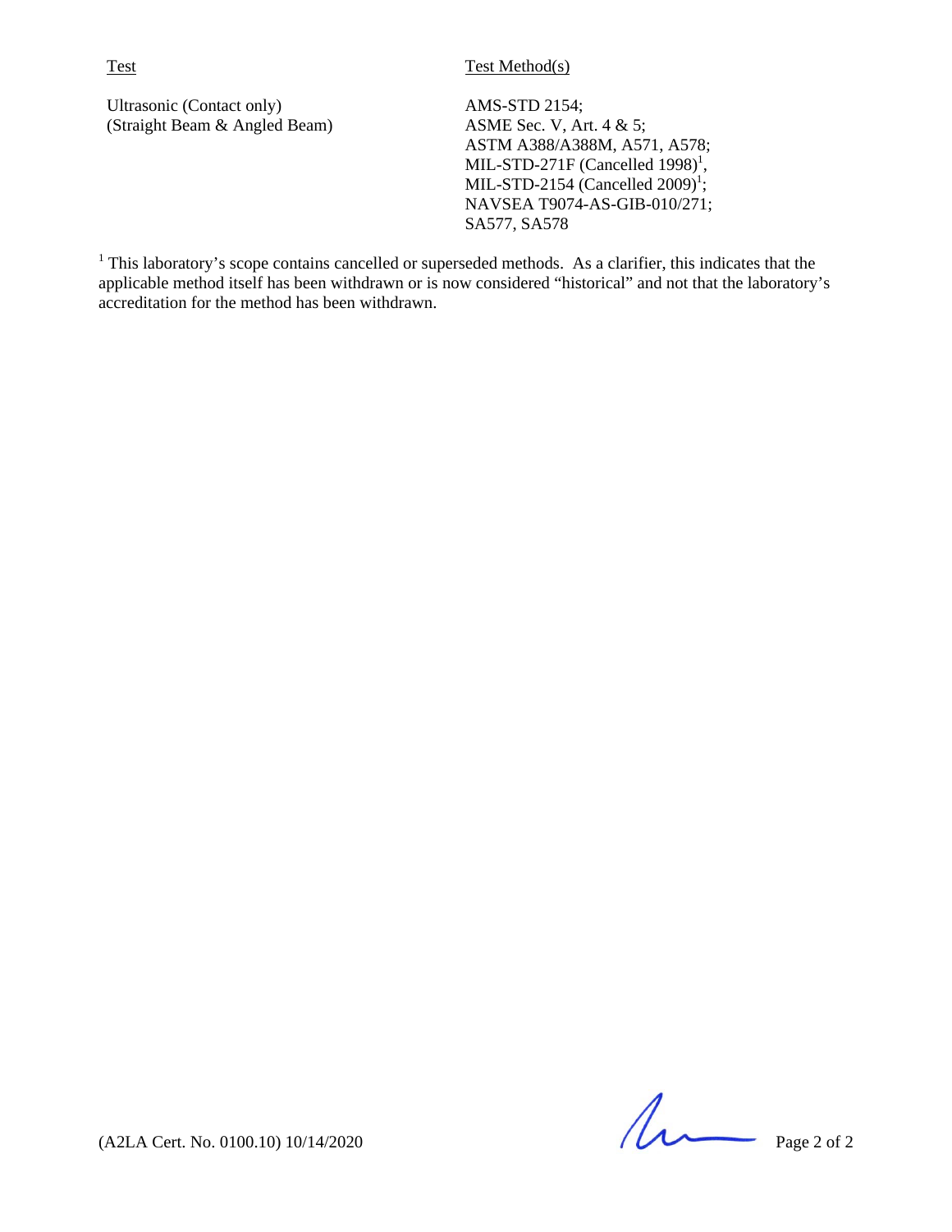| Test | Test Method(s) |
|---|---|
| Ultrasonic (Contact only) (Straight Beam & Angled Beam) | AMS-STD 2154; ASME Sec. V, Art. 4 & 5; ASTM A388/A388M, A571, A578; MIL-STD-271F (Cancelled 1998)[1], MIL-STD-2154 (Cancelled 2009)[1]; NAVSEA T9074-AS-GIB-010/271; SA577, SA578 |

[1] This laboratory's scope contains cancelled or superseded methods. As a clarifier, this indicates that the applicable method itself has been withdrawn or is now considered "historical" and not that the laboratory's accreditation for the method has been withdrawn.

(A2LA Cert. No. 0100.10) 10/14/2020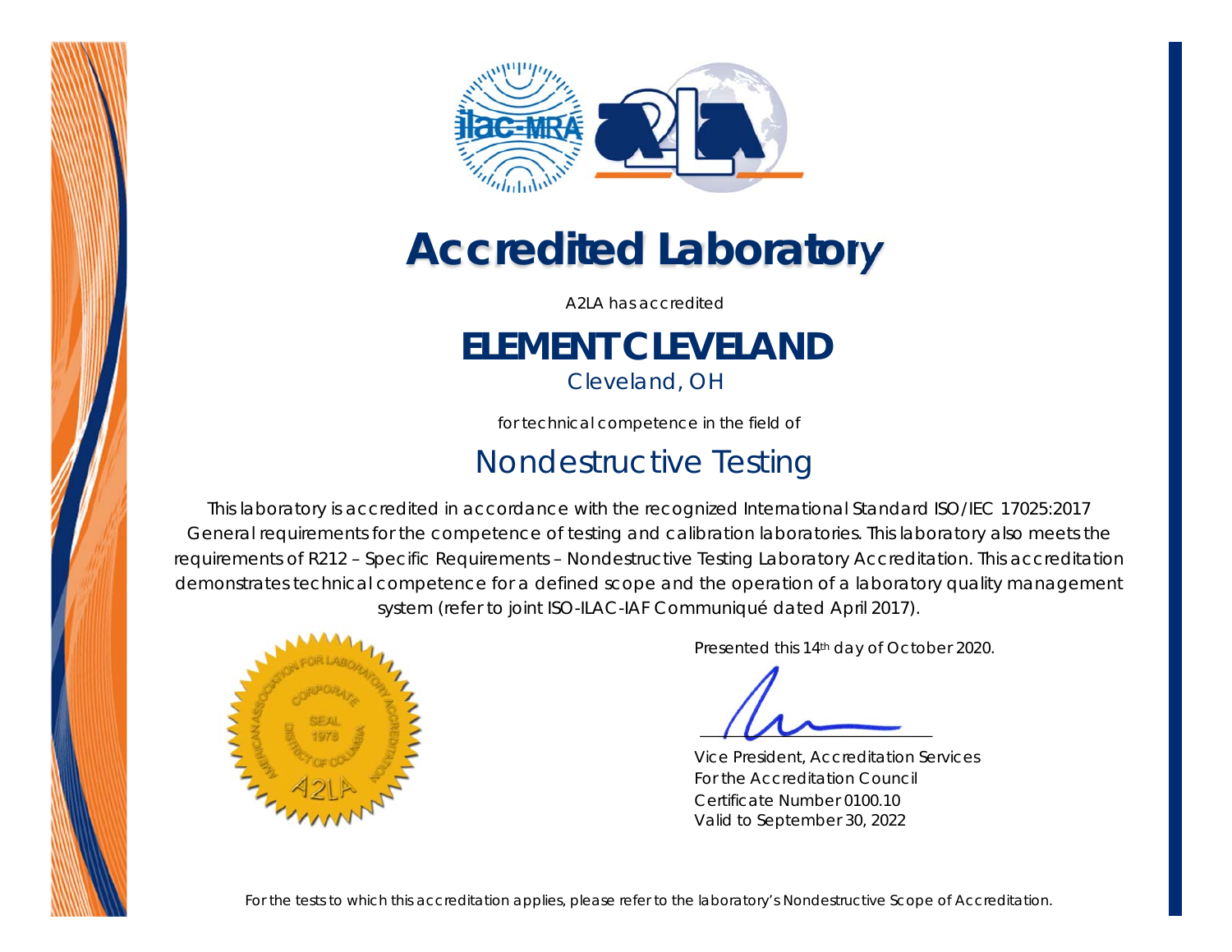# Accredited Laboratory

A2LA has accredited

## ELEMENT CLEVELAND

Cleveland, OH

for technical competence in the field of

## Nondestructive Testing

This laboratory is accredited in accordance with the recognized International Standard ISO/IEC 17025:2017 General requirements for the competence of testing and calibration laboratories. This laboratory also meets the requirements of R212 – Specific Requirements – Nondestructive Testing Laboratory Accreditation. This accreditation demonstrates technical competence for a defined scope and the operation of a laboratory quality management system (refer to joint ISO-ILAC-IAF Communiqué dated April 2017).

Presented this 14th day of October 2020.

Vice President, Accreditation Services
For the Accreditation Council
Certificate Number 0100.10
Valid to September 30, 2022

For the tests to which this accreditation applies, please refer to the laboratory's Nondestructive Scope of Accreditation.